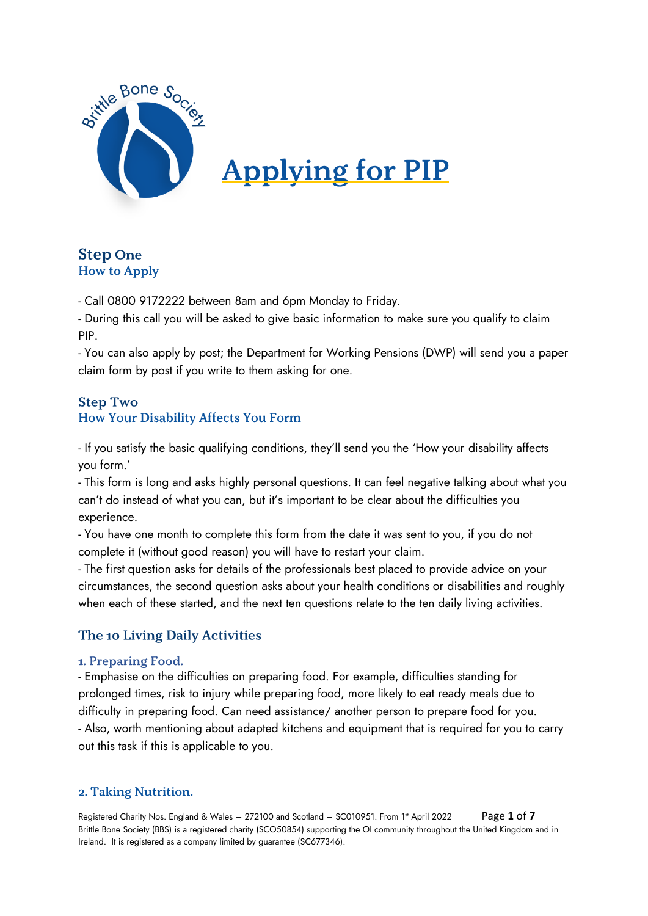# Applying for PIP

## Step One
### How to Apply

- Call 0800 9172222 between 8am and 6pm Monday to Friday.
- During this call you will be asked to give basic information to make sure you qualify to claim PIP.
- You can also apply by post; the Department for Working Pensions (DWP) will send you a paper claim form by post if you write to them asking for one.

## Step Two
### How Your Disability Affects You Form

- If you satisfy the basic qualifying conditions, they'll send you the 'How your disability affects you form.'
- This form is long and asks highly personal questions. It can feel negative talking about what you can't do instead of what you can, but it's important to be clear about the difficulties you experience.
- You have one month to complete this form from the date it was sent to you, if you do not complete it (without good reason) you will have to restart your claim.
- The first question asks for details of the professionals best placed to provide advice on your circumstances, the second question asks about your health conditions or disabilities and roughly when each of these started, and the next ten questions relate to the ten daily living activities.

## The 10 Living Daily Activities

### 1. Preparing Food.

- Emphasise on the difficulties on preparing food. For example, difficulties standing for prolonged times, risk to injury while preparing food, more likely to eat ready meals due to difficulty in preparing food. Can need assistance/ another person to prepare food for you.
- Also, worth mentioning about adapted kitchens and equipment that is required for you to carry out this task if this is applicable to you.

### 2. Taking Nutrition.

Registered Charity Nos. England & Wales – 272100 and Scotland – SC010951. From 1st April 2022
Brittle Bone Society (BBS) is a registered charity (SCO50854) supporting the OI community throughout the United Kingdom and in Ireland. It is registered as a company limited by guarantee (SC677346).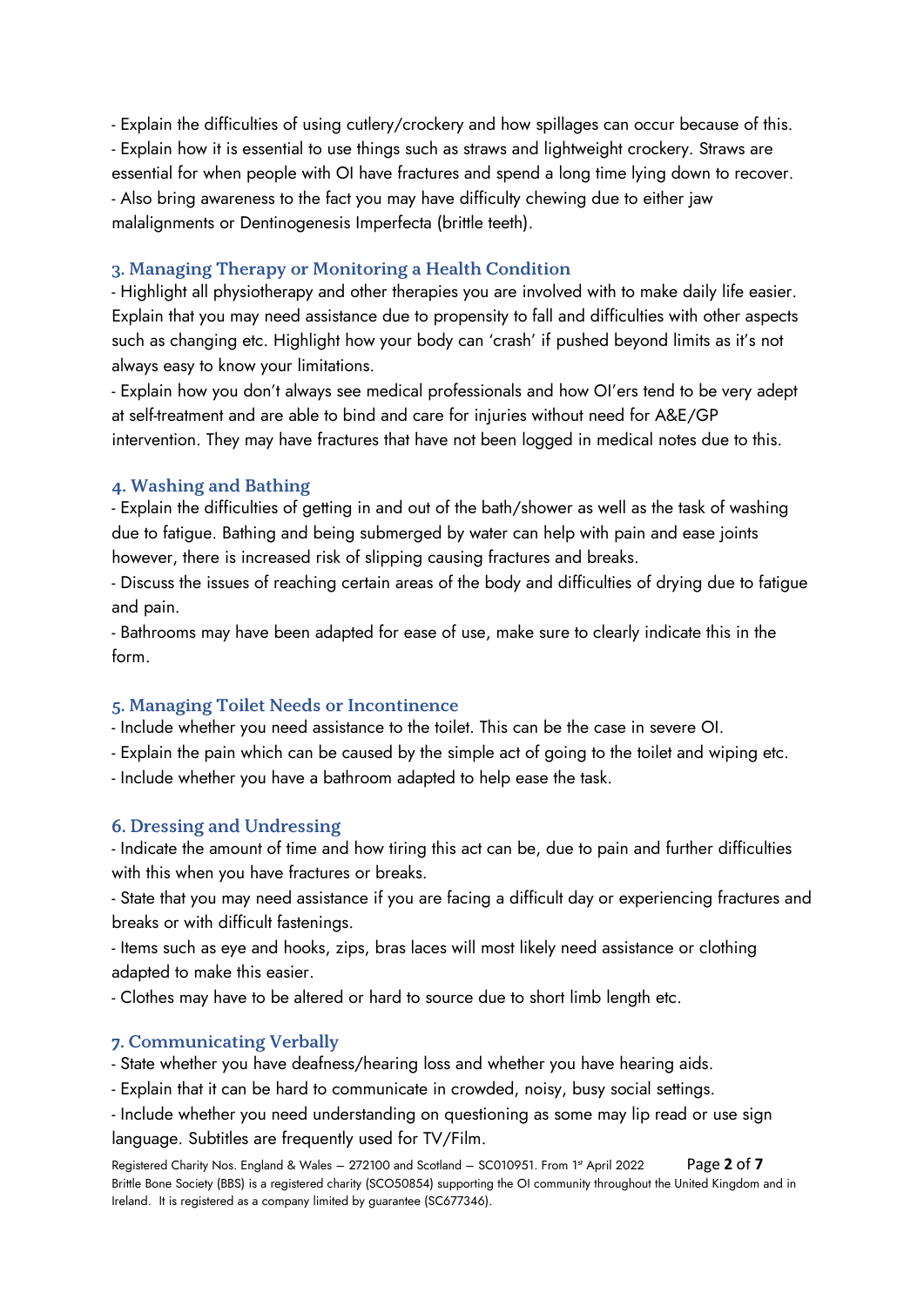- Explain the difficulties of using cutlery/crockery and how spillages can occur because of this.
- Explain how it is essential to use things such as straws and lightweight crockery. Straws are essential for when people with OI have fractures and spend a long time lying down to recover.
- Also bring awareness to the fact you may have difficulty chewing due to either jaw malalignments or Dentinogenesis Imperfecta (brittle teeth).

### 3. Managing Therapy or Monitoring a Health Condition

- Highlight all physiotherapy and other therapies you are involved with to make daily life easier. Explain that you may need assistance due to propensity to fall and difficulties with other aspects such as changing etc. Highlight how your body can 'crash' if pushed beyond limits as it's not always easy to know your limitations.
- Explain how you don't always see medical professionals and how OI'ers tend to be very adept at self-treatment and are able to bind and care for injuries without need for A&E/GP intervention. They may have fractures that have not been logged in medical notes due to this.

### 4. Washing and Bathing

- Explain the difficulties of getting in and out of the bath/shower as well as the task of washing due to fatigue. Bathing and being submerged by water can help with pain and ease joints however, there is increased risk of slipping causing fractures and breaks.
- Discuss the issues of reaching certain areas of the body and difficulties of drying due to fatigue and pain.
- Bathrooms may have been adapted for ease of use, make sure to clearly indicate this in the form.

### 5. Managing Toilet Needs or Incontinence

- Include whether you need assistance to the toilet. This can be the case in severe OI.
- Explain the pain which can be caused by the simple act of going to the toilet and wiping etc.
- Include whether you have a bathroom adapted to help ease the task.

### 6. Dressing and Undressing

- Indicate the amount of time and how tiring this act can be, due to pain and further difficulties with this when you have fractures or breaks.
- State that you may need assistance if you are facing a difficult day or experiencing fractures and breaks or with difficult fastenings.
- Items such as eye and hooks, zips, bras laces will most likely need assistance or clothing adapted to make this easier.
- Clothes may have to be altered or hard to source due to short limb length etc.

### 7. Communicating Verbally

- State whether you have deafness/hearing loss and whether you have hearing aids.
- Explain that it can be hard to communicate in crowded, noisy, busy social settings.
- Include whether you need understanding on questioning as some may lip read or use sign language. Subtitles are frequently used for TV/Film.

Registered Charity Nos. England & Wales – 272100 and Scotland – SC010951. From 1st April 2022 Brittle Bone Society (BBS) is a registered charity (SCO50854) supporting the OI community throughout the United Kingdom and in Ireland. It is registered as a company limited by guarantee (SC677346).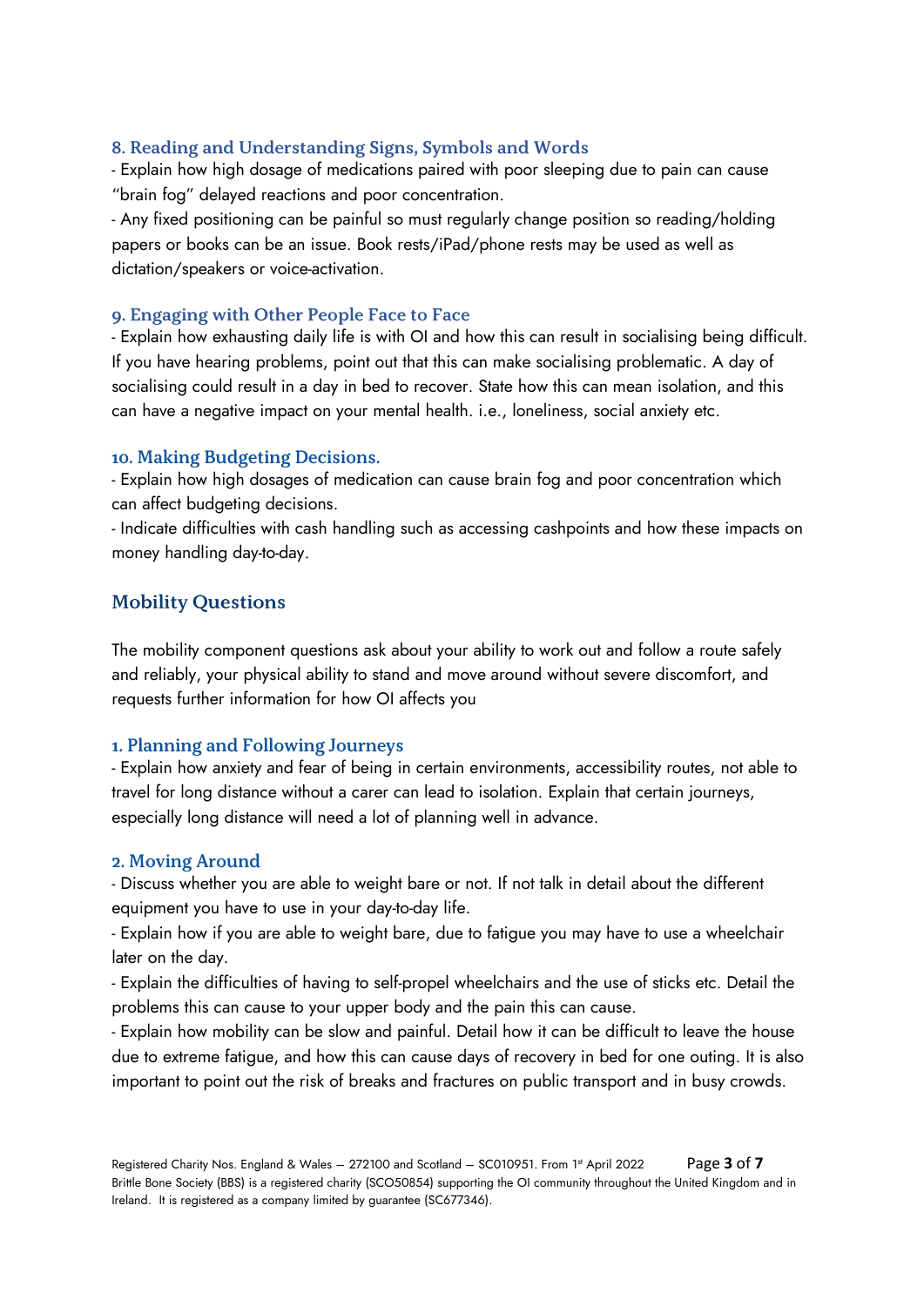### 8. Reading and Understanding Signs, Symbols and Words

- Explain how high dosage of medications paired with poor sleeping due to pain can cause "brain fog" delayed reactions and poor concentration.
- Any fixed positioning can be painful so must regularly change position so reading/holding papers or books can be an issue. Book rests/iPad/phone rests may be used as well as dictation/speakers or voice-activation.

### 9. Engaging with Other People Face to Face

- Explain how exhausting daily life is with OI and how this can result in socialising being difficult. If you have hearing problems, point out that this can make socialising problematic. A day of socialising could result in a day in bed to recover. State how this can mean isolation, and this can have a negative impact on your mental health. i.e., loneliness, social anxiety etc.

### 10. Making Budgeting Decisions.

- Explain how high dosages of medication can cause brain fog and poor concentration which can affect budgeting decisions.
- Indicate difficulties with cash handling such as accessing cashpoints and how these impacts on money handling day-to-day.

## Mobility Questions

The mobility component questions ask about your ability to work out and follow a route safely and reliably, your physical ability to stand and move around without severe discomfort, and requests further information for how OI affects you

### 1. Planning and Following Journeys

- Explain how anxiety and fear of being in certain environments, accessibility routes, not able to travel for long distance without a carer can lead to isolation. Explain that certain journeys, especially long distance will need a lot of planning well in advance.

### 2. Moving Around

- Discuss whether you are able to weight bare or not. If not talk in detail about the different equipment you have to use in your day-to-day life.
- Explain how if you are able to weight bare, due to fatigue you may have to use a wheelchair later on the day.
- Explain the difficulties of having to self-propel wheelchairs and the use of sticks etc. Detail the problems this can cause to your upper body and the pain this can cause.
- Explain how mobility can be slow and painful. Detail how it can be difficult to leave the house due to extreme fatigue, and how this can cause days of recovery in bed for one outing. It is also important to point out the risk of breaks and fractures on public transport and in busy crowds.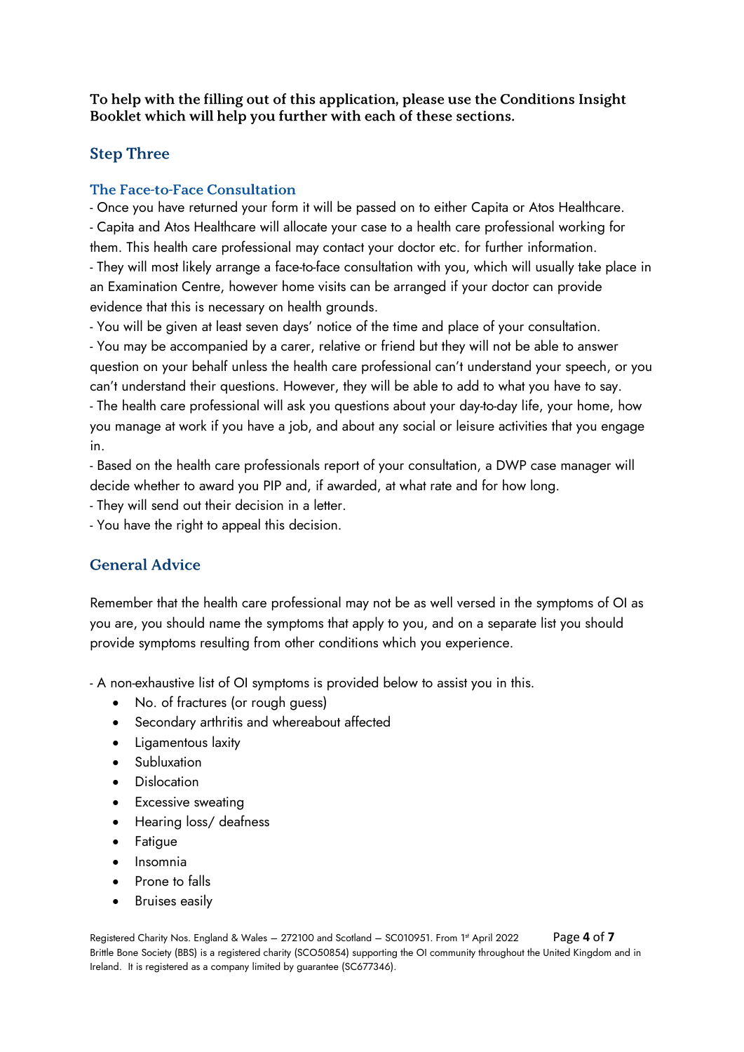**To help with the filling out of this application, please use the Conditions Insight Booklet which will help you further with each of these sections.**

## Step Three

### The Face-to-Face Consultation

- Once you have returned your form it will be passed on to either Capita or Atos Healthcare.
- Capita and Atos Healthcare will allocate your case to a health care professional working for them. This health care professional may contact your doctor etc. for further information.
- They will most likely arrange a face-to-face consultation with you, which will usually take place in an Examination Centre, however home visits can be arranged if your doctor can provide evidence that this is necessary on health grounds.
- You will be given at least seven days' notice of the time and place of your consultation.
- You may be accompanied by a carer, relative or friend but they will not be able to answer question on your behalf unless the health care professional can't understand your speech, or you can't understand their questions. However, they will be able to add to what you have to say.
- The health care professional will ask you questions about your day-to-day life, your home, how you manage at work if you have a job, and about any social or leisure activities that you engage in.
- Based on the health care professionals report of your consultation, a DWP case manager will decide whether to award you PIP and, if awarded, at what rate and for how long.
- They will send out their decision in a letter.
- You have the right to appeal this decision.

## General Advice

Remember that the health care professional may not be as well versed in the symptoms of OI as you are, you should name the symptoms that apply to you, and on a separate list you should provide symptoms resulting from other conditions which you experience.

- A non-exhaustive list of OI symptoms is provided below to assist you in this.
  - No. of fractures (or rough guess)
  - Secondary arthritis and whereabout affected
  - Ligamentous laxity
  - Subluxation
  - Dislocation
  - Excessive sweating
  - Hearing loss/ deafness
  - Fatigue
  - Insomnia
  - Prone to falls
  - Bruises easily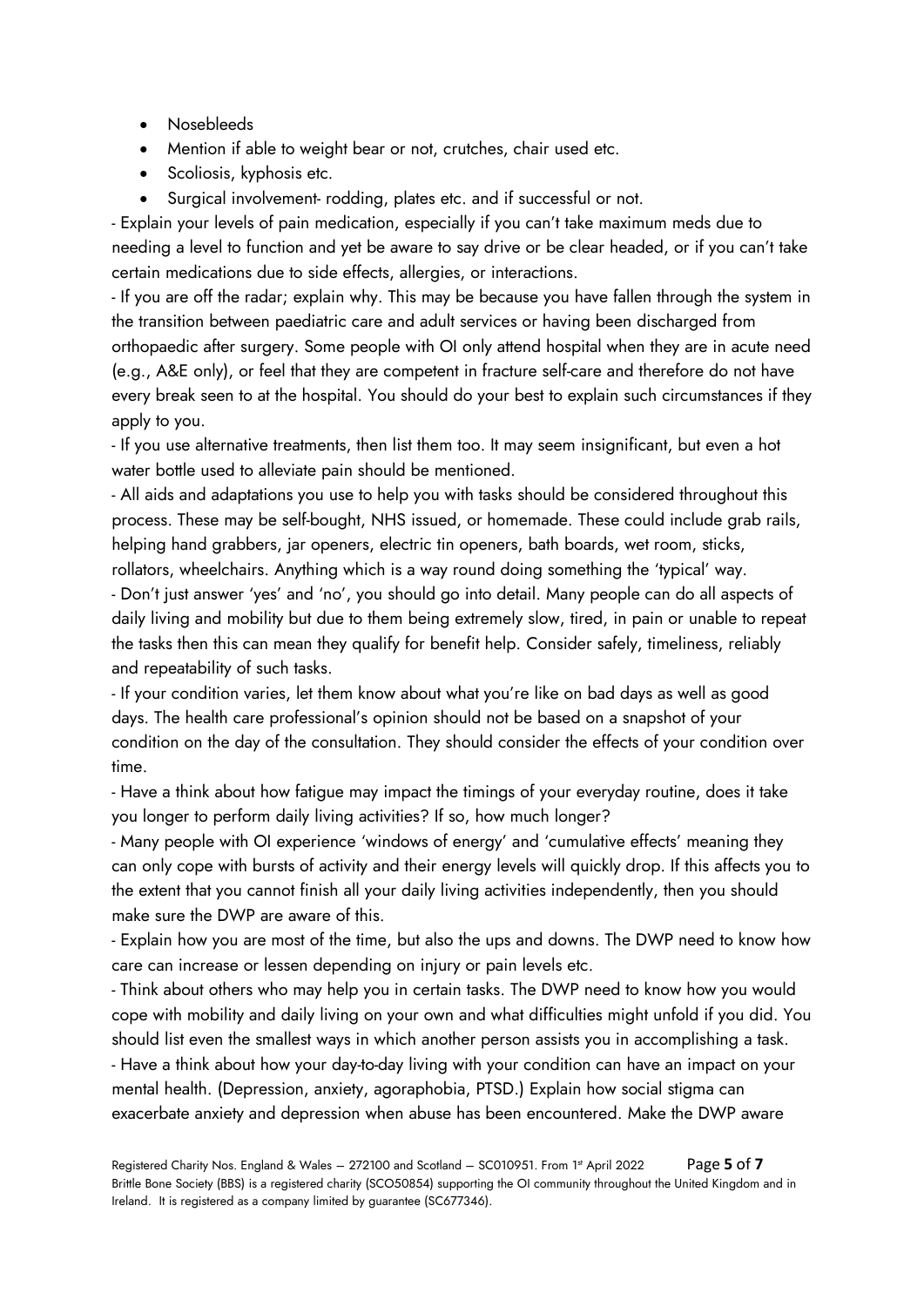- Nosebleeds
- Mention if able to weight bear or not, crutches, chair used etc.
- Scoliosis, kyphosis etc.
- Surgical involvement- rodding, plates etc. and if successful or not.

- Explain your levels of pain medication, especially if you can't take maximum meds due to needing a level to function and yet be aware to say drive or be clear headed, or if you can't take certain medications due to side effects, allergies, or interactions.

- If you are off the radar; explain why. This may be because you have fallen through the system in the transition between paediatric care and adult services or having been discharged from orthopaedic after surgery. Some people with OI only attend hospital when they are in acute need (e.g., A&E only), or feel that they are competent in fracture self-care and therefore do not have every break seen to at the hospital. You should do your best to explain such circumstances if they apply to you.

- If you use alternative treatments, then list them too. It may seem insignificant, but even a hot water bottle used to alleviate pain should be mentioned.

- All aids and adaptations you use to help you with tasks should be considered throughout this process. These may be self-bought, NHS issued, or homemade. These could include grab rails, helping hand grabbers, jar openers, electric tin openers, bath boards, wet room, sticks, rollators, wheelchairs. Anything which is a way round doing something the 'typical' way.

- Don't just answer 'yes' and 'no', you should go into detail. Many people can do all aspects of daily living and mobility but due to them being extremely slow, tired, in pain or unable to repeat the tasks then this can mean they qualify for benefit help. Consider safely, timeliness, reliably and repeatability of such tasks.

- If your condition varies, let them know about what you're like on bad days as well as good days. The health care professional's opinion should not be based on a snapshot of your condition on the day of the consultation. They should consider the effects of your condition over time.

- Have a think about how fatigue may impact the timings of your everyday routine, does it take you longer to perform daily living activities? If so, how much longer?

- Many people with OI experience 'windows of energy' and 'cumulative effects' meaning they can only cope with bursts of activity and their energy levels will quickly drop. If this affects you to the extent that you cannot finish all your daily living activities independently, then you should make sure the DWP are aware of this.

- Explain how you are most of the time, but also the ups and downs. The DWP need to know how care can increase or lessen depending on injury or pain levels etc.

- Think about others who may help you in certain tasks. The DWP need to know how you would cope with mobility and daily living on your own and what difficulties might unfold if you did. You should list even the smallest ways in which another person assists you in accomplishing a task.

- Have a think about how your day-to-day living with your condition can have an impact on your mental health. (Depression, anxiety, agoraphobia, PTSD.) Explain how social stigma can exacerbate anxiety and depression when abuse has been encountered. Make the DWP aware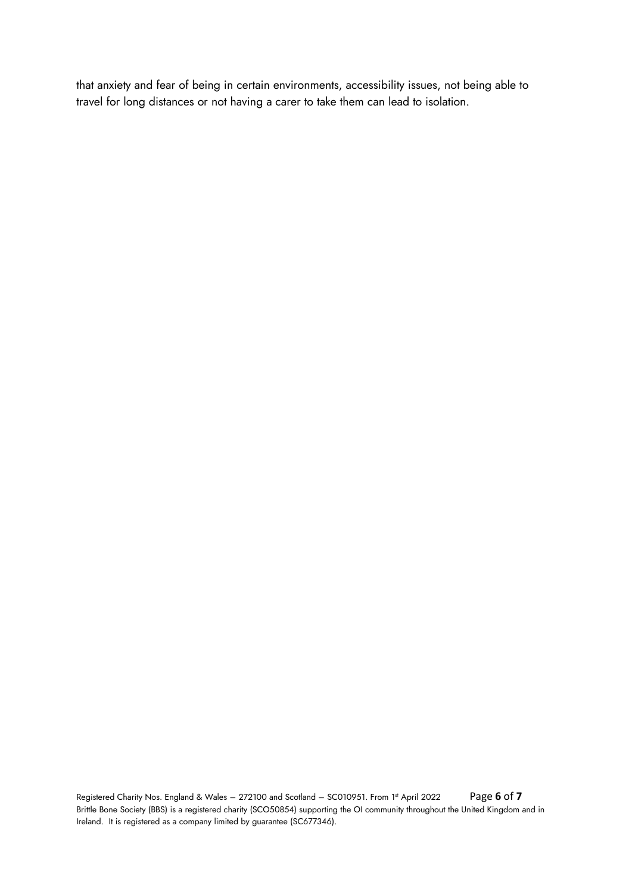that anxiety and fear of being in certain environments, accessibility issues, not being able to travel for long distances or not having a carer to take them can lead to isolation.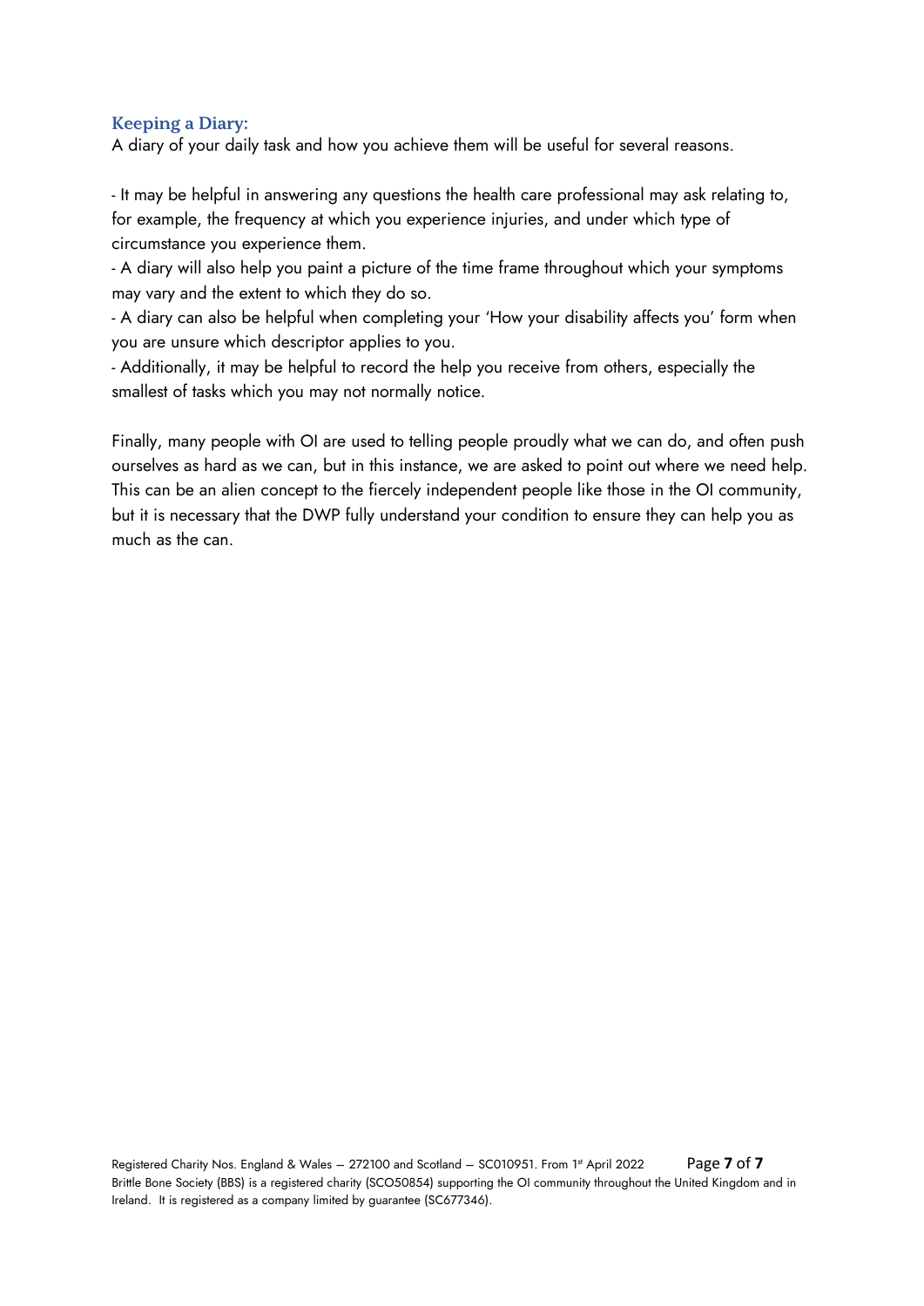## Keeping a Diary:

A diary of your daily task and how you achieve them will be useful for several reasons.

- It may be helpful in answering any questions the health care professional may ask relating to, for example, the frequency at which you experience injuries, and under which type of circumstance you experience them.
- A diary will also help you paint a picture of the time frame throughout which your symptoms may vary and the extent to which they do so.
- A diary can also be helpful when completing your 'How your disability affects you' form when you are unsure which descriptor applies to you.
- Additionally, it may be helpful to record the help you receive from others, especially the smallest of tasks which you may not normally notice.

Finally, many people with OI are used to telling people proudly what we can do, and often push ourselves as hard as we can, but in this instance, we are asked to point out where we need help. This can be an alien concept to the fiercely independent people like those in the OI community, but it is necessary that the DWP fully understand your condition to ensure they can help you as much as the can.

Registered Charity Nos. England & Wales – 272100 and Scotland – SC010951. From 1st April 2022
Brittle Bone Society (BBS) is a registered charity (SCO50854) supporting the OI community throughout the United Kingdom and in Ireland. It is registered as a company limited by guarantee (SC677346).